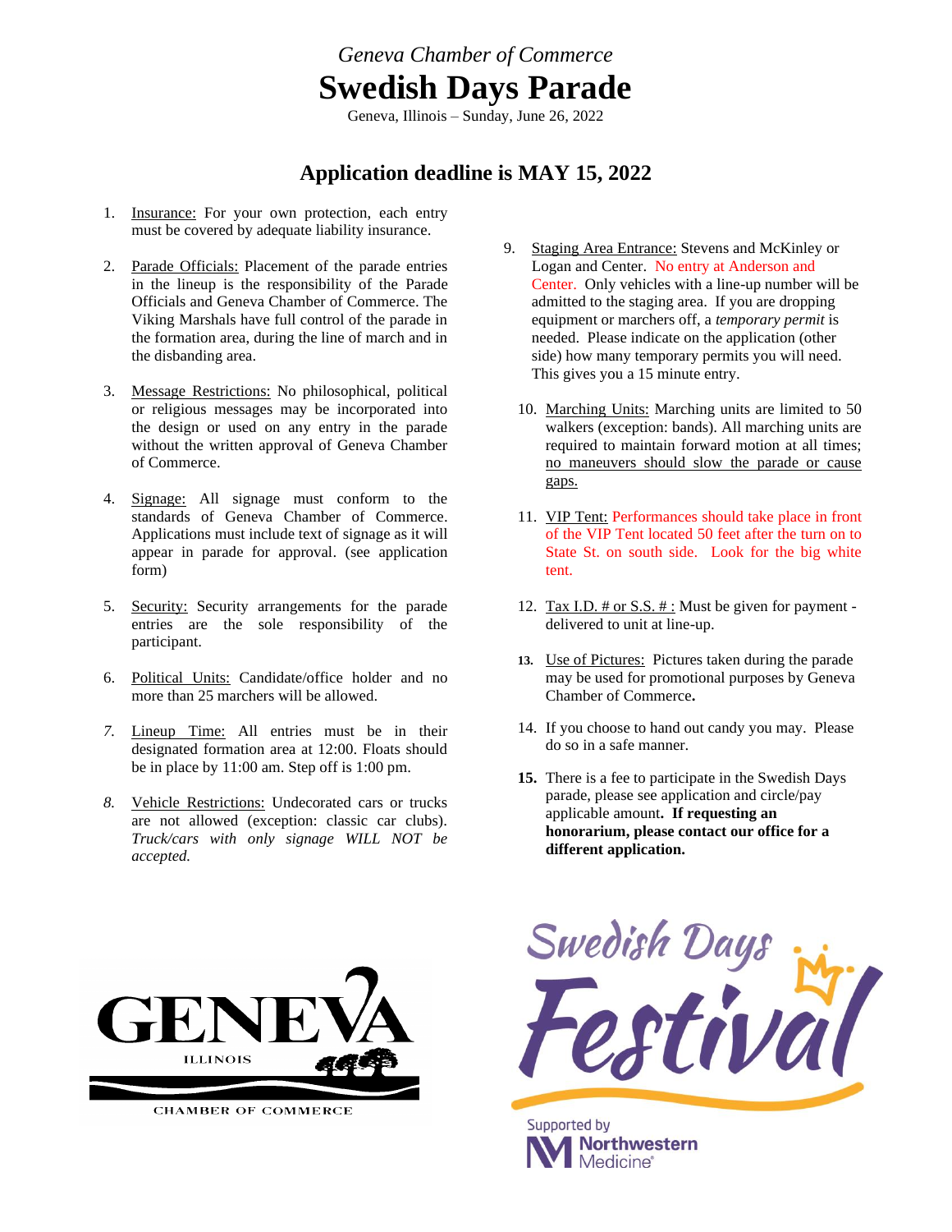*Geneva Chamber of Commerce*

# Swedish Days Parade

Geneva, Illinois – Sunday, June 26, 2022

## Application deadline is MAY 15, 2022

1. Insurance: For your own protection, each entry must be covered by adequate liability insurance.

2. Parade Officials: Placement of the parade entries in the lineup is the responsibility of the Parade Officials and Geneva Chamber of Commerce. The Viking Marshals have full control of the parade in the formation area, during the line of march and in the disbanding area.

3. Message Restrictions: No philosophical, political or religious messages may be incorporated into the design or used on any entry in the parade without the written approval of Geneva Chamber of Commerce.

4. Signage: All signage must conform to the standards of Geneva Chamber of Commerce. Applications must include text of signage as it will appear in parade for approval. (see application form)

5. Security: Security arrangements for the parade entries are the sole responsibility of the participant.

6. Political Units: Candidate/office holder and no more than 25 marchers will be allowed.

7. Lineup Time: All entries must be in their designated formation area at 12:00. Floats should be in place by 11:00 am. Step off is 1:00 pm.

8. Vehicle Restrictions: Undecorated cars or trucks are not allowed (exception: classic car clubs). *Truck/cars with only signage WILL NOT be accepted.*

9. Staging Area Entrance: Stevens and McKinley or Logan and Center. No entry at Anderson and Center. Only vehicles with a line-up number will be admitted to the staging area. If you are dropping equipment or marchers off, a *temporary permit* is needed. Please indicate on the application (other side) how many temporary permits you will need. This gives you a 15 minute entry.

10. Marching Units: Marching units are limited to 50 walkers (exception: bands). All marching units are required to maintain forward motion at all times; no maneuvers should slow the parade or cause gaps.

11. VIP Tent: Performances should take place in front of the VIP Tent located 50 feet after the turn on to State St. on south side. Look for the big white tent.

12. Tax I.D. # or S.S. # : Must be given for payment - delivered to unit at line-up.

13. Use of Pictures: Pictures taken during the parade may be used for promotional purposes by Geneva Chamber of Commerce.

14. If you choose to hand out candy you may. Please do so in a safe manner.

15. There is a fee to participate in the Swedish Days parade, please see application and circle/pay applicable amount. **If requesting an honorarium, please contact our office for a different application.**

GENEVA ILLINOIS CHAMBER OF COMMERCE

Swedish Days Festival

Supported by Northwestern Medicine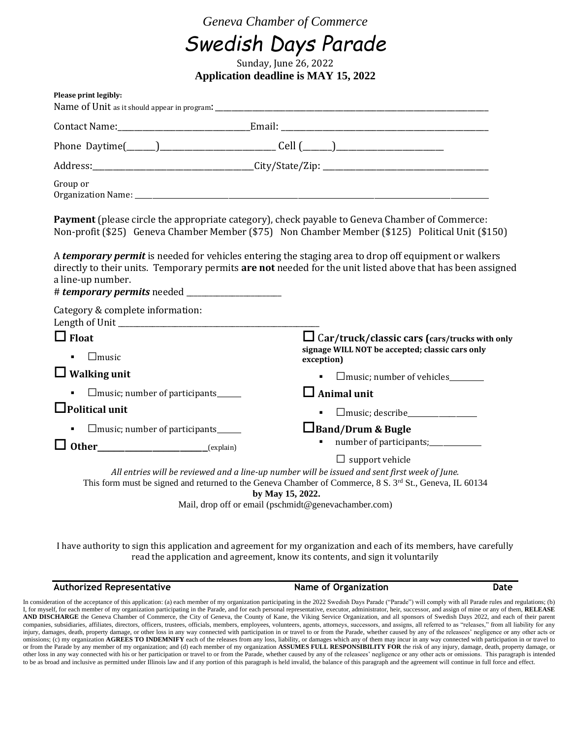*Geneva Chamber of Commerce*

# Swedish Days Parade

Sunday, June 26, 2022

**Application deadline is MAY 15, 2022**

**Please print legibly:**

Name of Unit as it should appear in program: ______________________________

Contact Name: ______________________ Email: ______________________________

Phone Daytime(_____) ____________________ Cell (_____) __________________

Address: ___________________________ City/State/Zip: _____________________

Group or Organization Name: ______________________________________________

**Payment** (please circle the appropriate category), check payable to Geneva Chamber of Commerce:
Non-profit ($25) Geneva Chamber Member ($75) Non Chamber Member ($125) Political Unit ($150)

A ***temporary permit*** is needed for vehicles entering the staging area to drop off equipment or walkers directly to their units. Temporary permits **are not** needed for the unit listed above that has been assigned a line-up number.

# ***temporary permits*** needed ________________

Category & complete information:

Length of Unit ____________________________________

- ☐ **Float**
  - ☐music
- ☐ **Walking unit**
  - ☐music; number of participants______
- ☐ **Political unit**
  - ☐music; number of participants______
- ☐ **Other**__________________(explain)
- ☐ **Car/truck/classic cars (cars/trucks with only signage WILL NOT be accepted; classic cars only exception)**
  - ☐music; number of vehicles_________
- ☐ **Animal unit**
  - ☐music; describe________________
- ☐ **Band/Drum & Bugle**
  - number of participants;____________
  - ☐ support vehicle

*All entries will be reviewed and a line-up number will be issued and sent first week of June.*

This form must be signed and returned to the Geneva Chamber of Commerce, 8 S. 3rd St., Geneva, IL 60134

**by May 15, 2022.**

Mail, drop off or email (pschmidt@genevachamber.com)

I have authority to sign this application and agreement for my organization and each of its members, have carefully read the application and agreement, know its contents, and sign it voluntarily

| **Authorized Representative** | **Name of Organization** | **Date** |
|---|---|---|

In consideration of the acceptance of this application: (a) each member of my organization participating in the 2022 Swedish Days Parade ("Parade") will comply with all Parade rules and regulations; (b) I, for myself, for each member of my organization participating in the Parade, and for each personal representative, executor, administrator, heir, successor, and assign of mine or any of them, **RELEASE AND DISCHARGE** the Geneva Chamber of Commerce, the City of Geneva, the County of Kane, the Viking Service Organization, and all sponsors of Swedish Days 2022, and each of their parent companies, subsidiaries, affiliates, directors, officers, trustees, officials, members, employees, volunteers, agents, attorneys, successors, and assigns, all referred to as "releases," from all liability for any injury, damages, death, property damage, or other loss in any way connected with participation in or travel to or from the Parade, whether caused by any of the releasees' negligence or any other acts or omissions; (c) my organization **AGREES TO INDEMNIFY** each of the releases from any loss, liability, or damages which any of them may incur in any way connected with participation in or travel to or from the Parade by any member of my organization; and (d) each member of my organization **ASSUMES FULL RESPONSIBILITY FOR** the risk of any injury, damage, death, property damage, or other loss in any way connected with his or her participation or travel to or from the Parade, whether caused by any of the releasees' negligence or any other acts or omissions. This paragraph is intended to be as broad and inclusive as permitted under Illinois law and if any portion of this paragraph is held invalid, the balance of this paragraph and the agreement will continue in full force and effect.